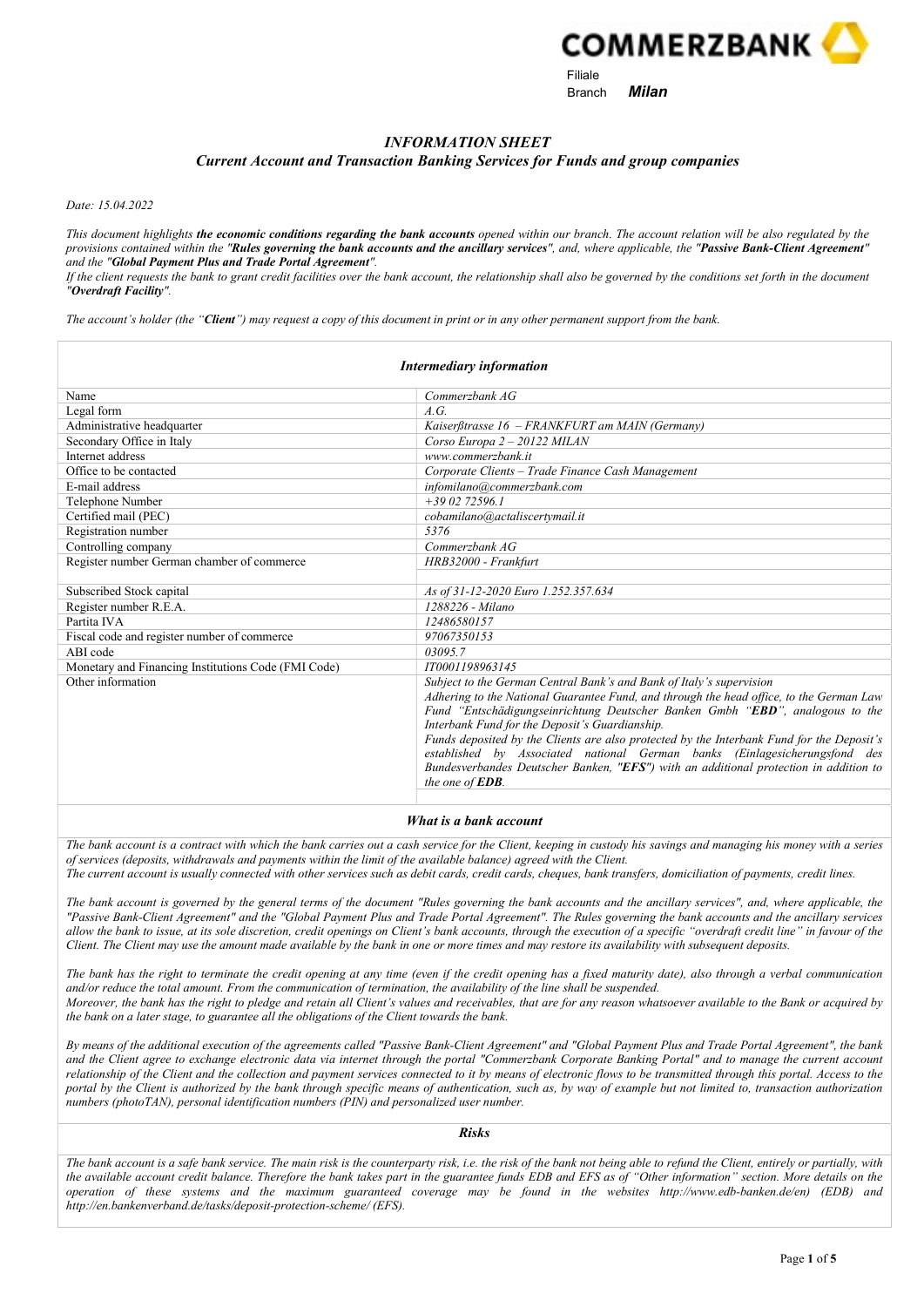COMMERZBANK

Filiale
Branch **Milan**

## *INFORMATION SHEET*

### *Current Account and Transaction Banking Services for Funds and group companies*

*Date: 15.04.2022*

*This document highlights **the economic conditions regarding the bank accounts** opened within our branch. The account relation will be also regulated by the provisions contained within the "**Rules governing the bank accounts and the ancillary services**", and, where applicable, the "**Passive Bank-Client Agreement**" and the "**Global Payment Plus and Trade Portal Agreement**".*
*If the client requests the bank to grant credit facilities over the bank account, the relationship shall also be governed by the conditions set forth in the document "**Overdraft Facility**".*

*The account's holder (the "**Client**") may request a copy of this document in print or in any other permanent support from the bank.*

### *Intermediary information*

| | |
|---|---|
| Name | *Commerzbank AG* |
| Legal form | *A.G.* |
| Administrative headquarter | *Kaiserßtrasse 16 – FRANKFURT am MAIN (Germany)* |
| Secondary Office in Italy | *Corso Europa 2 – 20122 MILAN* |
| Internet address | *www.commerzbank.it* |
| Office to be contacted | *Corporate Clients – Trade Finance Cash Management* |
| E-mail address | *infomilano@commerzbank.com* |
| Telephone Number | *+39 02 72596.1* |
| Certified mail (PEC) | *cobamilano@actaliscertymail.it* |
| Registration number | *5376* |
| Controlling company | *Commerzbank AG* |
| Register number German chamber of commerce | *HRB32000 - Frankfurt* |
| | |
| Subscribed Stock capital | *As of 31-12-2020 Euro 1.252.357.634* |
| Register number R.E.A. | *1288226 - Milano* |
| Partita IVA | *12486580157* |
| Fiscal code and register number of commerce | *97067350153* |
| ABI code | *03095.7* |
| Monetary and Financing Institutions Code (FMI Code) | *IT0001198963145* |
| Other information | *Subject to the German Central Bank's and Bank of Italy's supervision* *Adhering to the National Guarantee Fund, and through the head office, to the German Law Fund "Entschädigungseinrichtung Deutscher Banken Gmbh "**EBD**", analogous to the Interbank Fund for the Deposit's Guardianship.* *Funds deposited by the Clients are also protected by the Interbank Fund for the Deposit's established by Associated national German banks (Einlagesicherungsfond des Bundesverbandes Deutscher Banken, "**EFS**") with an additional protection in addition to the one of **EDB**.* |

### *What is a bank account*

*The bank account is a contract with which the bank carries out a cash service for the Client, keeping in custody his savings and managing his money with a series of services (deposits, withdrawals and payments within the limit of the available balance) agreed with the Client.*
*The current account is usually connected with other services such as debit cards, credit cards, cheques, bank transfers, domiciliation of payments, credit lines.*

*The bank account is governed by the general terms of the document "Rules governing the bank accounts and the ancillary services", and, where applicable, the "Passive Bank-Client Agreement" and the "Global Payment Plus and Trade Portal Agreement". The Rules governing the bank accounts and the ancillary services allow the bank to issue, at its sole discretion, credit openings on Client's bank accounts, through the execution of a specific "overdraft credit line" in favour of the Client. The Client may use the amount made available by the bank in one or more times and may restore its availability with subsequent deposits.*

*The bank has the right to terminate the credit opening at any time (even if the credit opening has a fixed maturity date), also through a verbal communication and/or reduce the total amount. From the communication of termination, the availability of the line shall be suspended.*
*Moreover, the bank has the right to pledge and retain all Client's values and receivables, that are for any reason whatsoever available to the Bank or acquired by the bank on a later stage, to guarantee all the obligations of the Client towards the bank.*

*By means of the additional execution of the agreements called "Passive Bank-Client Agreement" and "Global Payment Plus and Trade Portal Agreement", the bank and the Client agree to exchange electronic data via internet through the portal "Commerzbank Corporate Banking Portal" and to manage the current account relationship of the Client and the collection and payment services connected to it by means of electronic flows to be transmitted through this portal. Access to the portal by the Client is authorized by the bank through specific means of authentication, such as, by way of example but not limited to, transaction authorization numbers (photoTAN), personal identification numbers (PIN) and personalized user number.*

### *Risks*

*The bank account is a safe bank service. The main risk is the counterparty risk, i.e. the risk of the bank not being able to refund the Client, entirely or partially, with the available account credit balance. Therefore the bank takes part in the guarantee funds EDB and EFS as of "Other information" section. More details on the operation of these systems and the maximum guaranteed coverage may be found in the websites http://www.edb-banken.de/en) (EDB) and http://en.bankenverband.de/tasks/deposit-protection-scheme/ (EFS).*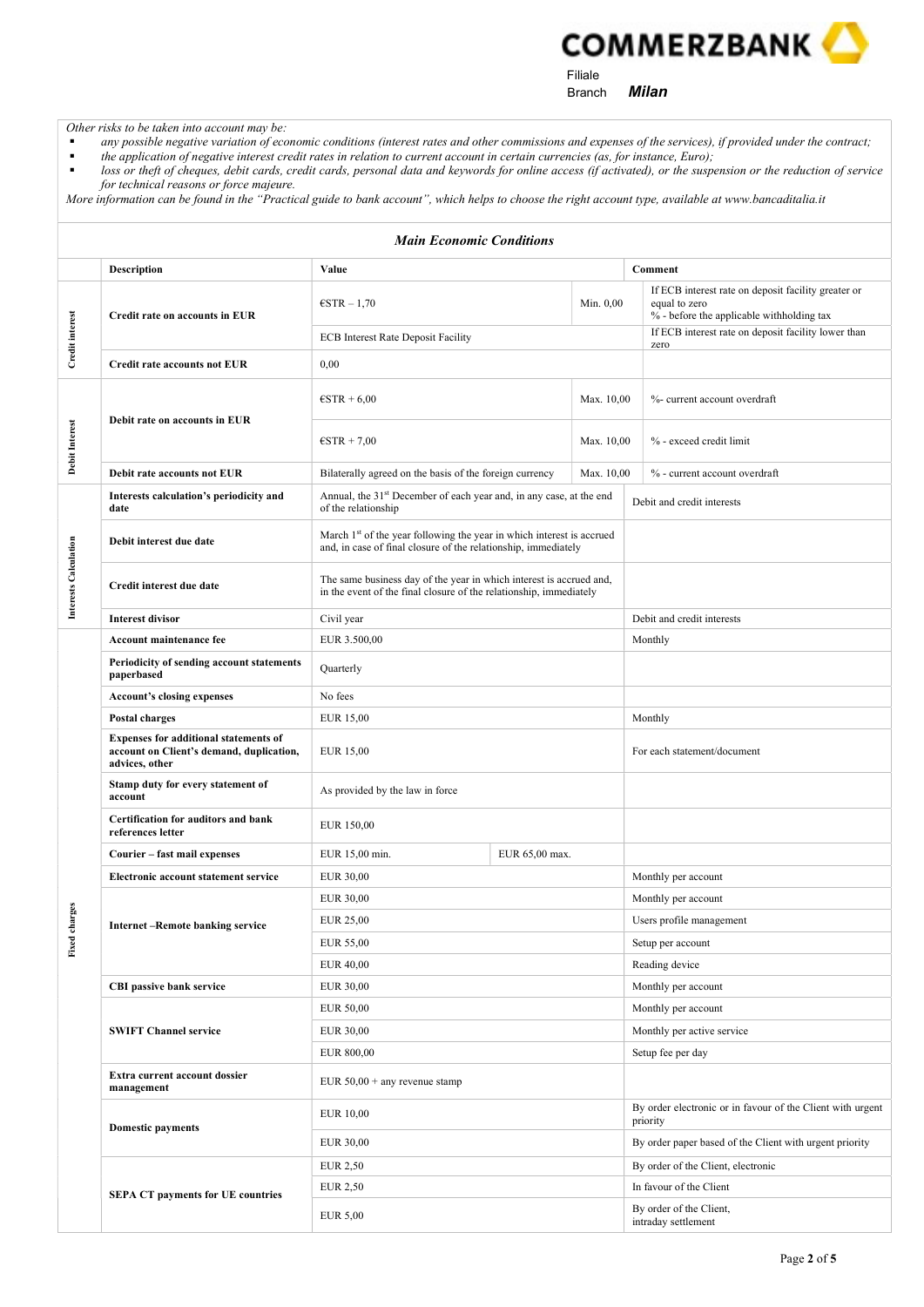*Other risks to be taken into account may be:*

- *any possible negative variation of economic conditions (interest rates and other commissions and expenses of the services), if provided under the contract;*
- *the application of negative interest credit rates in relation to current account in certain currencies (as, for instance, Euro);*
- *loss or theft of cheques, debit cards, credit cards, personal data and keywords for online access (if activated), or the suspension or the reduction of service for technical reasons or force majeure.*

*More information can be found in the "Practical guide to bank account", which helps to choose the right account type, available at www.bancaditalia.it*

### *Main Economic Conditions*

| | Description | Value | | Comment |
|---|---|---|---|---|
| Credit interest | **Credit rate on accounts in EUR** | €STR – 1,70 | Min. 0,00 | If ECB interest rate on deposit facility greater or equal to zero % - before the applicable withholding tax |
| | | ECB Interest Rate Deposit Facility | | If ECB interest rate on deposit facility lower than zero |
| | **Credit rate accounts not EUR** | 0,00 | | |
| Debit Interest | **Debit rate on accounts in EUR** | €STR + 6,00 | Max. 10,00 | %- current account overdraft |
| | | €STR + 7,00 | Max. 10,00 | % - exceed credit limit |
| | **Debit rate accounts not EUR** | Bilaterally agreed on the basis of the foreign currency | Max. 10,00 | % - current account overdraft |
| Interests Calculation | **Interests calculation's periodicity and date** | Annual, the 31st December of each year and, in any case, at the end of the relationship | | Debit and credit interests |
| | **Debit interest due date** | March 1st of the year following the year in which interest is accrued and, in case of final closure of the relationship, immediately | | |
| | **Credit interest due date** | The same business day of the year in which interest is accrued and, in the event of the final closure of the relationship, immediately | | |
| | **Interest divisor** | Civil year | | Debit and credit interests |
| Fixed charges | **Account maintenance fee** | EUR 3.500,00 | | Monthly |
| | **Periodicity of sending account statements paperbased** | Quarterly | | |
| | **Account's closing expenses** | No fees | | |
| | **Postal charges** | EUR 15,00 | | Monthly |
| | **Expenses for additional statements of account on Client's demand, duplication, advices, other** | EUR 15,00 | | For each statement/document |
| | **Stamp duty for every statement of account** | As provided by the law in force | | |
| | **Certification for auditors and bank references letter** | EUR 150,00 | | |
| | **Courier – fast mail expenses** | EUR 15,00 min. | EUR 65,00 max. | |
| | **Electronic account statement service** | EUR 30,00 | | Monthly per account |
| | **Internet –Remote banking service** | EUR 30,00 | | Monthly per account |
| | | EUR 25,00 | | Users profile management |
| | | EUR 55,00 | | Setup per account |
| | | EUR 40,00 | | Reading device |
| | **CBI passive bank service** | EUR 30,00 | | Monthly per account |
| | **SWIFT Channel service** | EUR 50,00 | | Monthly per account |
| | | EUR 30,00 | | Monthly per active service |
| | | EUR 800,00 | | Setup fee per day |
| | **Extra current account dossier management** | EUR 50,00 + any revenue stamp | | |
| | **Domestic payments** | EUR 10,00 | | By order electronic or in favour of the Client with urgent priority |
| | | EUR 30,00 | | By order paper based of the Client with urgent priority |
| | **SEPA CT payments for UE countries** | EUR 2,50 | | By order of the Client, electronic |
| | | EUR 2,50 | | In favour of the Client |
| | | EUR 5,00 | | By order of the Client, intraday settlement |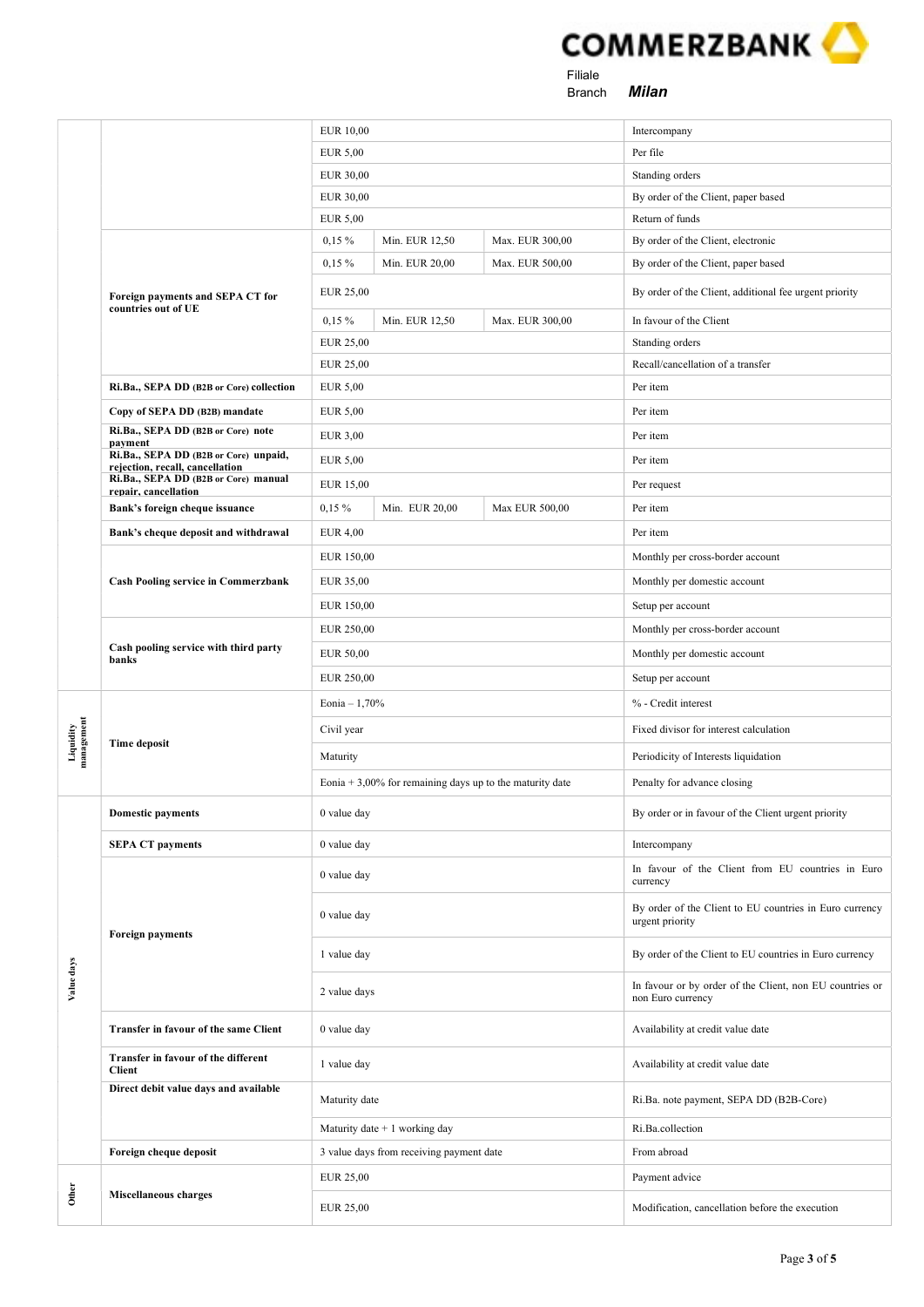| | | | | | |
|---|---|---|---|---|---|
| | | EUR 10,00 | | | Intercompany |
| | | EUR 5,00 | | | Per file |
| | | EUR 30,00 | | | Standing orders |
| | | EUR 30,00 | | | By order of the Client, paper based |
| | | EUR 5,00 | | | Return of funds |
| | **Foreign payments and SEPA CT for countries out of UE** | 0,15 % | Min. EUR 12,50 | Max. EUR 300,00 | By order of the Client, electronic |
| | | 0,15 % | Min. EUR 20,00 | Max. EUR 500,00 | By order of the Client, paper based |
| | | EUR 25,00 | | | By order of the Client, additional fee urgent priority |
| | | 0,15 % | Min. EUR 12,50 | Max. EUR 300,00 | In favour of the Client |
| | | EUR 25,00 | | | Standing orders |
| | | EUR 25,00 | | | Recall/cancellation of a transfer |
| | **Ri.Ba., SEPA DD (B2B or Core) collection** | EUR 5,00 | | | Per item |
| | **Copy of SEPA DD (B2B) mandate** | EUR 5,00 | | | Per item |
| | **Ri.Ba., SEPA DD (B2B or Core) note payment** | EUR 3,00 | | | Per item |
| | **Ri.Ba., SEPA DD (B2B or Core) unpaid, rejection, recall, cancellation** | EUR 5,00 | | | Per item |
| | **Ri.Ba., SEPA DD (B2B or Core) manual repair, cancellation** | EUR 15,00 | | | Per request |
| | **Bank's foreign cheque issuance** | 0,15 % | Min. EUR 20,00 | Max EUR 500,00 | Per item |
| | **Bank's cheque deposit and withdrawal** | EUR 4,00 | | | Per item |
| | **Cash Pooling service in Commerzbank** | EUR 150,00 | | | Monthly per cross-border account |
| | | EUR 35,00 | | | Monthly per domestic account |
| | | EUR 150,00 | | | Setup per account |
| | **Cash pooling service with third party banks** | EUR 250,00 | | | Monthly per cross-border account |
| | | EUR 50,00 | | | Monthly per domestic account |
| | | EUR 250,00 | | | Setup per account |
| **Liquidity management** | **Time deposit** | Eonia – 1,70% | | | % - Credit interest |
| | | Civil year | | | Fixed divisor for interest calculation |
| | | Maturity | | | Periodicity of Interests liquidation |
| | | Eonia + 3,00% for remaining days up to the maturity date | | | Penalty for advance closing |
| **Value days** | **Domestic payments** | 0 value day | | | By order or in favour of the Client urgent priority |
| | **SEPA CT payments** | 0 value day | | | Intercompany |
| | **Foreign payments** | 0 value day | | | In favour of the Client from EU countries in Euro currency |
| | | 0 value day | | | By order of the Client to EU countries in Euro currency urgent priority |
| | | 1 value day | | | By order of the Client to EU countries in Euro currency |
| | | 2 value days | | | In favour or by order of the Client, non EU countries or non Euro currency |
| | **Transfer in favour of the same Client** | 0 value day | | | Availability at credit value date |
| | **Transfer in favour of the different Client** | 1 value day | | | Availability at credit value date |
| | **Direct debit value days and available** | Maturity date | | | Ri.Ba. note payment, SEPA DD (B2B-Core) |
| | | Maturity date + 1 working day | | | Ri.Ba.collection |
| | **Foreign cheque deposit** | 3 value days from receiving payment date | | | From abroad |
| **Other** | **Miscellaneous charges** | EUR 25,00 | | | Payment advice |
| | | EUR 25,00 | | | Modification, cancellation before the execution |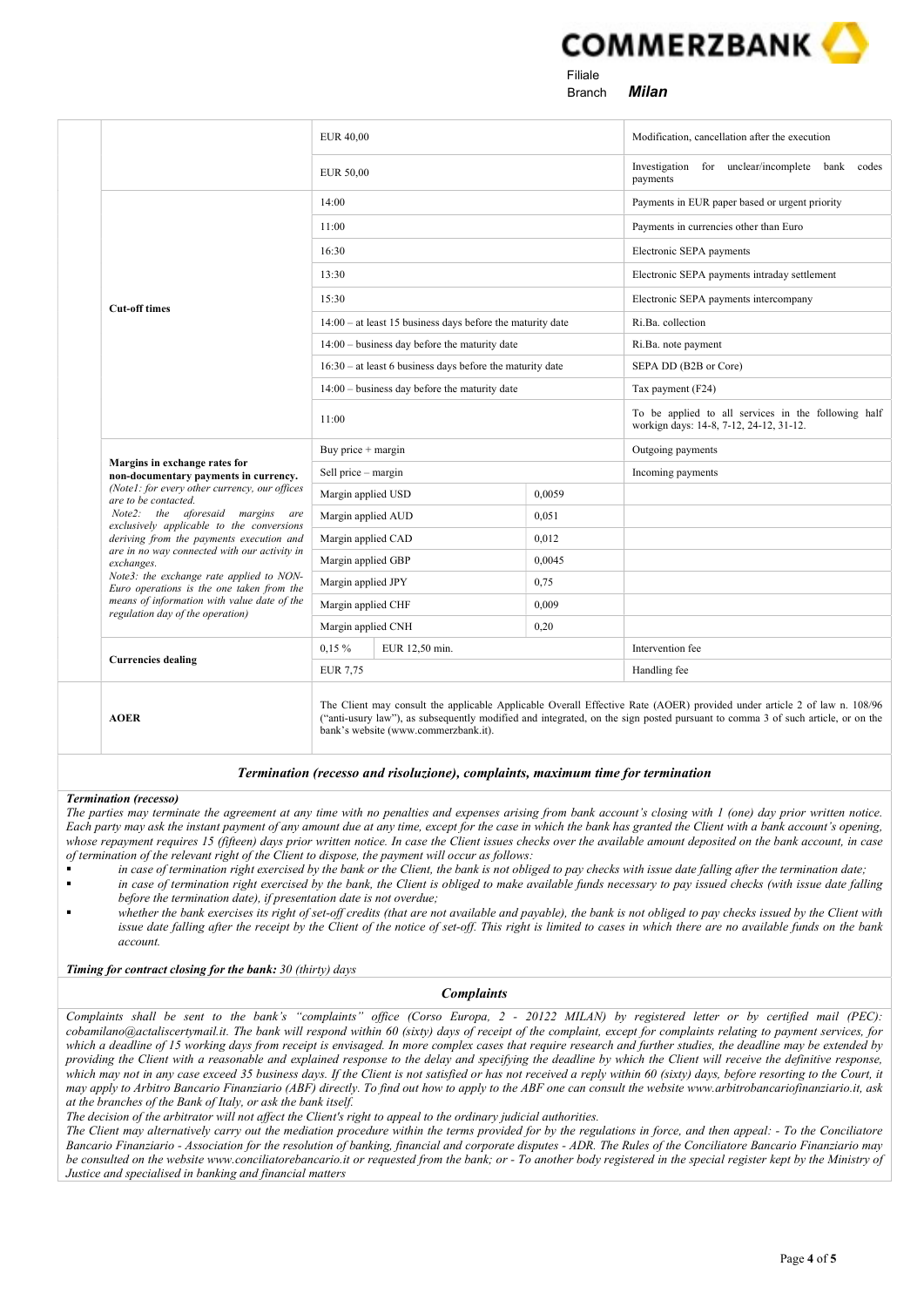COMMERZBANK

Filiale
Branch *Milan*

| | | | | |
|---|---|---|---|---|
| | | EUR 40,00 | | Modification, cancellation after the execution |
| | | EUR 50,00 | | Investigation for unclear/incomplete bank codes payments |
| | **Cut-off times** | 14:00 | | Payments in EUR paper based or urgent priority |
| | | 11:00 | | Payments in currencies other than Euro |
| | | 16:30 | | Electronic SEPA payments |
| | | 13:30 | | Electronic SEPA payments intraday settlement |
| | | 15:30 | | Electronic SEPA payments intercompany |
| | | 14:00 – at least 15 business days before the maturity date | | Ri.Ba. collection |
| | | 14:00 – business day before the maturity date | | Ri.Ba. note payment |
| | | 16:30 – at least 6 business days before the maturity date | | SEPA DD (B2B or Core) |
| | | 14:00 – business day before the maturity date | | Tax payment (F24) |
| | | 11:00 | | To be applied to all services in the following half workign days: 14-8, 7-12, 24-12, 31-12. |
| | **Margins in exchange rates for non-documentary payments in currency.** *(Note1: for every other currency, our offices are to be contacted. Note2: the aforesaid margins are exclusively applicable to the conversions deriving from the payments execution and are in no way connected with our activity in exchanges. Note3: the exchange rate applied to NON-Euro operations is the one taken from the means of information with value date of the regulation day of the operation)* | Buy price + margin | | Outgoing payments |
| | | Sell price – margin | | Incoming payments |
| | | Margin applied USD | 0,0059 | |
| | | Margin applied AUD | 0,051 | |
| | | Margin applied CAD | 0,012 | |
| | | Margin applied GBP | 0,0045 | |
| | | Margin applied JPY | 0,75 | |
| | | Margin applied CHF | 0,009 | |
| | | Margin applied CNH | 0,20 | |
| | **Currencies dealing** | 0,15 % | EUR 12,50 min. | Intervention fee |
| | | EUR 7,75 | | Handling fee |
| | **AOER** | The Client may consult the applicable Applicable Overall Effective Rate (AOER) provided under article 2 of law n. 108/96 ("anti-usury law"), as subsequently modified and integrated, on the sign posted pursuant to comma 3 of such article, or on the bank's website (www.commerzbank.it). | | |

### *Termination (recesso and risoluzione), complaints, maximum time for termination*

***Termination (recesso)***

*The parties may terminate the agreement at any time with no penalties and expenses arising from bank account's closing with 1 (one) day prior written notice. Each party may ask the instant payment of any amount due at any time, except for the case in which the bank has granted the Client with a bank account's opening, whose repayment requires 15 (fifteen) days prior written notice. In case the Client issues checks over the available amount deposited on the bank account, in case of termination of the relevant right of the Client to dispose, the payment will occur as follows:*

- *in case of termination right exercised by the bank or the Client, the bank is not obliged to pay checks with issue date falling after the termination date;*
- *in case of termination right exercised by the bank, the Client is obliged to make available funds necessary to pay issued checks (with issue date falling before the termination date), if presentation date is not overdue;*
- *whether the bank exercises its right of set-off credits (that are not available and payable), the bank is not obliged to pay checks issued by the Client with issue date falling after the receipt by the Client of the notice of set-off. This right is limited to cases in which there are no available funds on the bank account.*

***Timing for contract closing for the bank:*** *30 (thirty) days*

### *Complaints*

*Complaints shall be sent to the bank's "complaints" office (Corso Europa, 2 - 20122 MILAN) by registered letter or by certified mail (PEC): cobamilano@actaliscertymail.it. The bank will respond within 60 (sixty) days of receipt of the complaint, except for complaints relating to payment services, for which a deadline of 15 working days from receipt is envisaged. In more complex cases that require research and further studies, the deadline may be extended by providing the Client with a reasonable and explained response to the delay and specifying the deadline by which the Client will receive the definitive response, which may not in any case exceed 35 business days. If the Client is not satisfied or has not received a reply within 60 (sixty) days, before resorting to the Court, it may apply to Arbitro Bancario Finanziario (ABF) directly. To find out how to apply to the ABF one can consult the website www.arbitrobancariofinanziario.it, ask at the branches of the Bank of Italy, or ask the bank itself.*

*The decision of the arbitrator will not affect the Client's right to appeal to the ordinary judicial authorities.*

*The Client may alternatively carry out the mediation procedure within the terms provided for by the regulations in force, and then appeal: - To the Conciliatore Bancario Finanziario - Association for the resolution of banking, financial and corporate disputes - ADR. The Rules of the Conciliatore Bancario Finanziario may be consulted on the website www.conciliatorebancario.it or requested from the bank; or - To another body registered in the special register kept by the Ministry of Justice and specialised in banking and financial matters*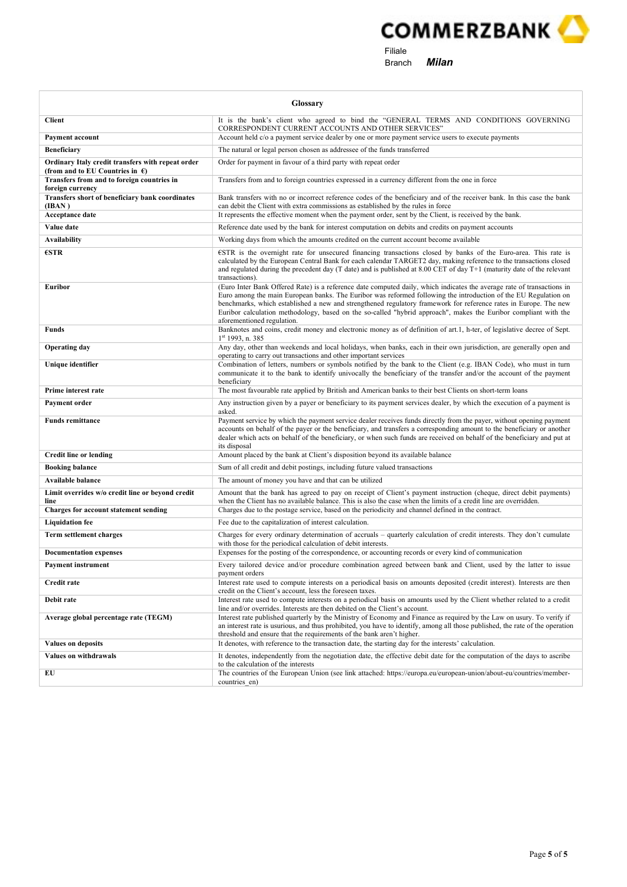COMMERZBANK

Filiale
Branch ***Milan***

| Glossary | |
|---|---|
| **Client** | It is the bank's client who agreed to bind the "GENERAL TERMS AND CONDITIONS GOVERNING CORRESPONDENT CURRENT ACCOUNTS AND OTHER SERVICES" |
| **Payment account** | Account held c/o a payment service dealer by one or more payment service users to execute payments |
| **Beneficiary** | The natural or legal person chosen as addressee of the funds transferred |
| **Ordinary Italy credit transfers with repeat order (from and to EU Countries in €)** | Order for payment in favour of a third party with repeat order |
| **Transfers from and to foreign countries in foreign currency** | Transfers from and to foreign countries expressed in a currency different from the one in force |
| **Transfers short of beneficiary bank coordinates (IBAN )** | Bank transfers with no or incorrect reference codes of the beneficiary and of the receiver bank. In this case the bank can debit the Client with extra commissions as established by the rules in force |
| **Acceptance date** | It represents the effective moment when the payment order, sent by the Client, is received by the bank. |
| **Value date** | Reference date used by the bank for interest computation on debits and credits on payment accounts |
| **Availability** | Working days from which the amounts credited on the current account become available |
| **€STR** | €STR is the overnight rate for unsecured financing transactions closed by banks of the Euro-area. This rate is calculated by the European Central Bank for each calendar TARGET2 day, making reference to the transactions closed and regulated during the precedent day (T date) and is published at 8.00 CET of day T+1 (maturity date of the relevant transactions). |
| **Euribor** | (Euro Inter Bank Offered Rate) is a reference date computed daily, which indicates the average rate of transactions in Euro among the main European banks. The Euribor was reformed following the introduction of the EU Regulation on benchmarks, which established a new and strengthened regulatory framework for reference rates in Europe. The new Euribor calculation methodology, based on the so-called "hybrid approach", makes the Euribor compliant with the aforementioned regulation. |
| **Funds** | Banknotes and coins, credit money and electronic money as of definition of art.1, h-ter, of legislative decree of Sept. 1st 1993, n. 385 |
| **Operating day** | Any day, other than weekends and local holidays, when banks, each in their own jurisdiction, are generally open and operating to carry out transactions and other important services |
| **Unique identifier** | Combination of letters, numbers or symbols notified by the bank to the Client (e.g. IBAN Code), who must in turn communicate it to the bank to identify univocally the beneficiary of the transfer and/or the account of the payment beneficiary |
| **Prime interest rate** | The most favourable rate applied by British and American banks to their best Clients on short-term loans |
| **Payment order** | Any instruction given by a payer or beneficiary to its payment services dealer, by which the execution of a payment is asked. |
| **Funds remittance** | Payment service by which the payment service dealer receives funds directly from the payer, without opening payment accounts on behalf of the payer or the beneficiary, and transfers a corresponding amount to the beneficiary or another dealer which acts on behalf of the beneficiary, or when such funds are received on behalf of the beneficiary and put at its disposal |
| **Credit line or lending** | Amount placed by the bank at Client's disposition beyond its available balance |
| **Booking balance** | Sum of all credit and debit postings, including future valued transactions |
| **Available balance** | The amount of money you have and that can be utilized |
| **Limit overrides w/o credit line or beyond credit line** | Amount that the bank has agreed to pay on receipt of Client's payment instruction (cheque, direct debit payments) when the Client has no available balance. This is also the case when the limits of a credit line are overridden. |
| **Charges for account statement sending** | Charges due to the postage service, based on the periodicity and channel defined in the contract. |
| **Liquidation fee** | Fee due to the capitalization of interest calculation. |
| **Term settlement charges** | Charges for every ordinary determination of accruals – quarterly calculation of credit interests. They don't cumulate with those for the periodical calculation of debit interests. |
| **Documentation expenses** | Expenses for the posting of the correspondence, or accounting records or every kind of communication |
| **Payment instrument** | Every tailored device and/or procedure combination agreed between bank and Client, used by the latter to issue payment orders |
| **Credit rate** | Interest rate used to compute interests on a periodical basis on amounts deposited (credit interest). Interests are then credit on the Client's account, less the foreseen taxes. |
| **Debit rate** | Interest rate used to compute interests on a periodical basis on amounts used by the Client whether related to a credit line and/or overrides. Interests are then debited on the Client's account. |
| **Average global percentage rate (TEGM)** | Interest rate published quarterly by the Ministry of Economy and Finance as required by the Law on usury. To verify if an interest rate is usurious, and thus prohibited, you have to identify, among all those published, the rate of the operation threshold and ensure that the requirements of the bank aren't higher. |
| **Values on deposits** | It denotes, with reference to the transaction date, the starting day for the interests' calculation. |
| **Values on withdrawals** | It denotes, independently from the negotiation date, the effective debit date for the computation of the days to ascribe to the calculation of the interests |
| **EU** | The countries of the European Union (see link attached: https://europa.eu/european-union/about-eu/countries/member-countries_en) |